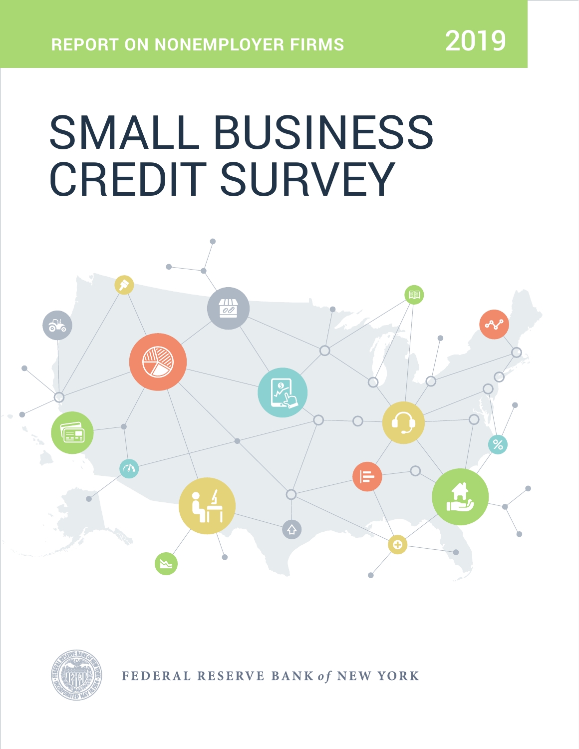REPORT ON NONEMPLOYER FIRMS

2019

# SMALL BUSINESS CREDIT SURVEY

FEDERAL RESERVE BANK *of* NEW YORK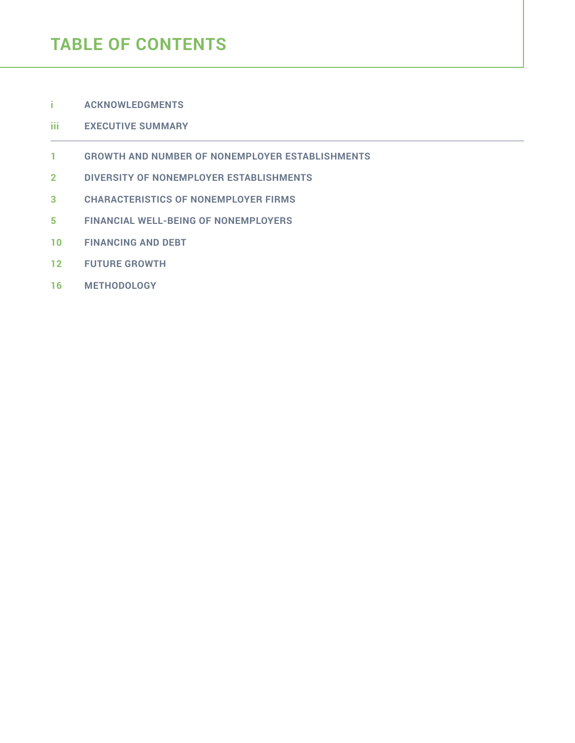# TABLE OF CONTENTS

| | |
|---|---|
| i | ACKNOWLEDGMENTS |
| iii | EXECUTIVE SUMMARY |
| 1 | GROWTH AND NUMBER OF NONEMPLOYER ESTABLISHMENTS |
| 2 | DIVERSITY OF NONEMPLOYER ESTABLISHMENTS |
| 3 | CHARACTERISTICS OF NONEMPLOYER FIRMS |
| 5 | FINANCIAL WELL-BEING OF NONEMPLOYERS |
| 10 | FINANCING AND DEBT |
| 12 | FUTURE GROWTH |
| 16 | METHODOLOGY |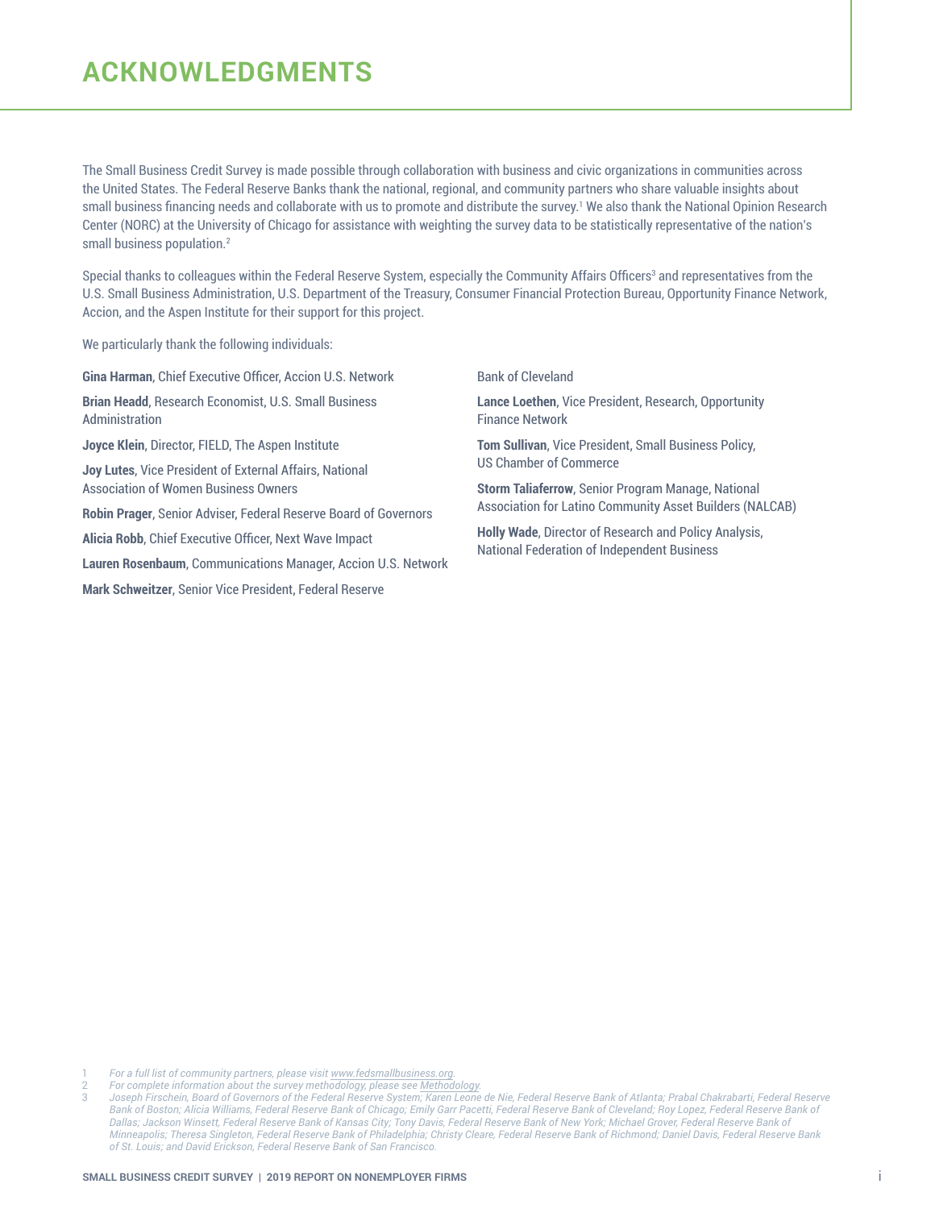# ACKNOWLEDGMENTS

The Small Business Credit Survey is made possible through collaboration with business and civic organizations in communities across the United States. The Federal Reserve Banks thank the national, regional, and community partners who share valuable insights about small business financing needs and collaborate with us to promote and distribute the survey.[1] We also thank the National Opinion Research Center (NORC) at the University of Chicago for assistance with weighting the survey data to be statistically representative of the nation's small business population.[2]

Special thanks to colleagues within the Federal Reserve System, especially the Community Affairs Officers[3] and representatives from the U.S. Small Business Administration, U.S. Department of the Treasury, Consumer Financial Protection Bureau, Opportunity Finance Network, Accion, and the Aspen Institute for their support for this project.

We particularly thank the following individuals:

**Gina Harman**, Chief Executive Officer, Accion U.S. Network

**Brian Headd**, Research Economist, U.S. Small Business Administration

**Joyce Klein**, Director, FIELD, The Aspen Institute

**Joy Lutes**, Vice President of External Affairs, National Association of Women Business Owners

**Robin Prager**, Senior Adviser, Federal Reserve Board of Governors

**Alicia Robb**, Chief Executive Officer, Next Wave Impact

**Lauren Rosenbaum**, Communications Manager, Accion U.S. Network

**Mark Schweitzer**, Senior Vice President, Federal Reserve Bank of Cleveland

**Lance Loethen**, Vice President, Research, Opportunity Finance Network

**Tom Sullivan**, Vice President, Small Business Policy, US Chamber of Commerce

**Storm Taliaferrow**, Senior Program Manage, National Association for Latino Community Asset Builders (NALCAB)

**Holly Wade**, Director of Research and Policy Analysis, National Federation of Independent Business

---

1 *For a full list of community partners, please visit www.fedsmallbusiness.org.*

2 *For complete information about the survey methodology, please see Methodology.*

3 *Joseph Firschein, Board of Governors of the Federal Reserve System; Karen Leone de Nie, Federal Reserve Bank of Atlanta; Prabal Chakrabarti, Federal Reserve Bank of Boston; Alicia Williams, Federal Reserve Bank of Chicago; Emily Garr Pacetti, Federal Reserve Bank of Cleveland; Roy Lopez, Federal Reserve Bank of Dallas; Jackson Winsett, Federal Reserve Bank of Kansas City; Tony Davis, Federal Reserve Bank of New York; Michael Grover, Federal Reserve Bank of Minneapolis; Theresa Singleton, Federal Reserve Bank of Philadelphia; Christy Cleare, Federal Reserve Bank of Richmond; Daniel Davis, Federal Reserve Bank of St. Louis; and David Erickson, Federal Reserve Bank of San Francisco.*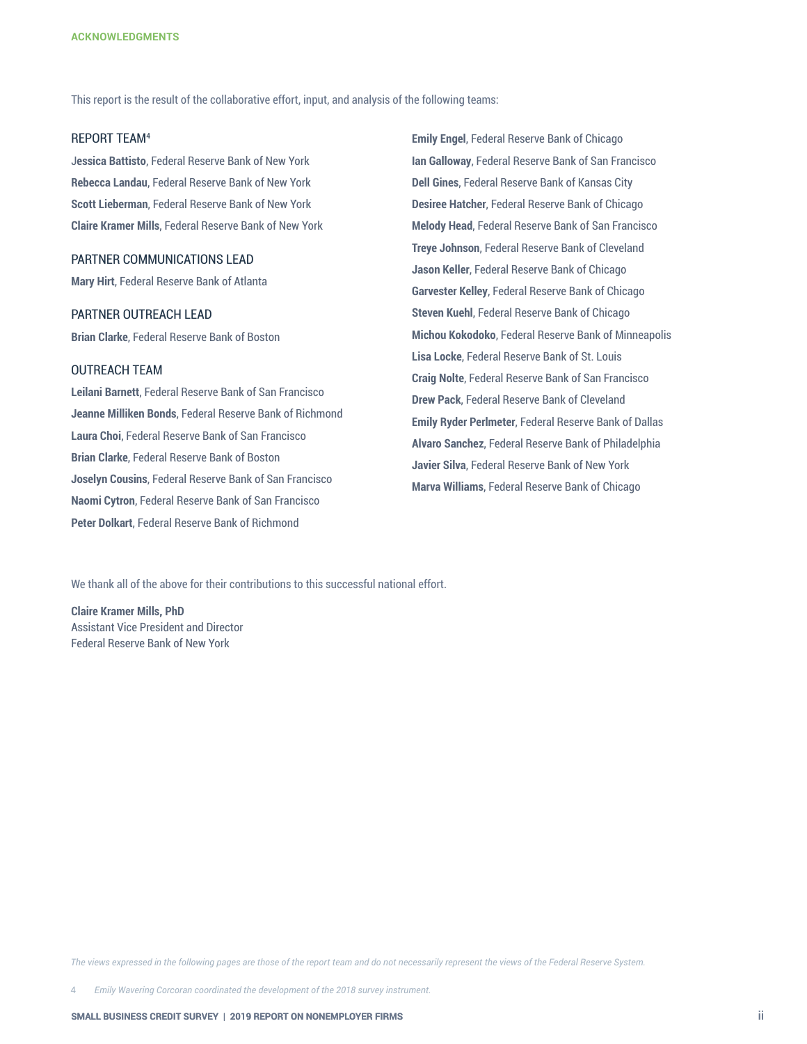## ACKNOWLEDGMENTS

This report is the result of the collaborative effort, input, and analysis of the following teams:

### REPORT TEAM[4]

**Jessica Battisto**, Federal Reserve Bank of New York
**Rebecca Landau**, Federal Reserve Bank of New York
**Scott Lieberman**, Federal Reserve Bank of New York
**Claire Kramer Mills**, Federal Reserve Bank of New York

### PARTNER COMMUNICATIONS LEAD

**Mary Hirt**, Federal Reserve Bank of Atlanta

### PARTNER OUTREACH LEAD

**Brian Clarke**, Federal Reserve Bank of Boston

### OUTREACH TEAM

**Leilani Barnett**, Federal Reserve Bank of San Francisco
**Jeanne Milliken Bonds**, Federal Reserve Bank of Richmond
**Laura Choi**, Federal Reserve Bank of San Francisco
**Brian Clarke**, Federal Reserve Bank of Boston
**Joselyn Cousins**, Federal Reserve Bank of San Francisco
**Naomi Cytron**, Federal Reserve Bank of San Francisco
**Peter Dolkart**, Federal Reserve Bank of Richmond
**Emily Engel**, Federal Reserve Bank of Chicago
**Ian Galloway**, Federal Reserve Bank of San Francisco
**Dell Gines**, Federal Reserve Bank of Kansas City
**Desiree Hatcher**, Federal Reserve Bank of Chicago
**Melody Head**, Federal Reserve Bank of San Francisco
**Treye Johnson**, Federal Reserve Bank of Cleveland
**Jason Keller**, Federal Reserve Bank of Chicago
**Garvester Kelley**, Federal Reserve Bank of Chicago
**Steven Kuehl**, Federal Reserve Bank of Chicago
**Michou Kokodoko**, Federal Reserve Bank of Minneapolis
**Lisa Locke**, Federal Reserve Bank of St. Louis
**Craig Nolte**, Federal Reserve Bank of San Francisco
**Drew Pack**, Federal Reserve Bank of Cleveland
**Emily Ryder Perlmeter**, Federal Reserve Bank of Dallas
**Alvaro Sanchez**, Federal Reserve Bank of Philadelphia
**Javier Silva**, Federal Reserve Bank of New York
**Marva Williams**, Federal Reserve Bank of Chicago

We thank all of the above for their contributions to this successful national effort.

**Claire Kramer Mills, PhD**
Assistant Vice President and Director
Federal Reserve Bank of New York

*The views expressed in the following pages are those of the report team and do not necessarily represent the views of the Federal Reserve System.*

4 *Emily Wavering Corcoran coordinated the development of the 2018 survey instrument.*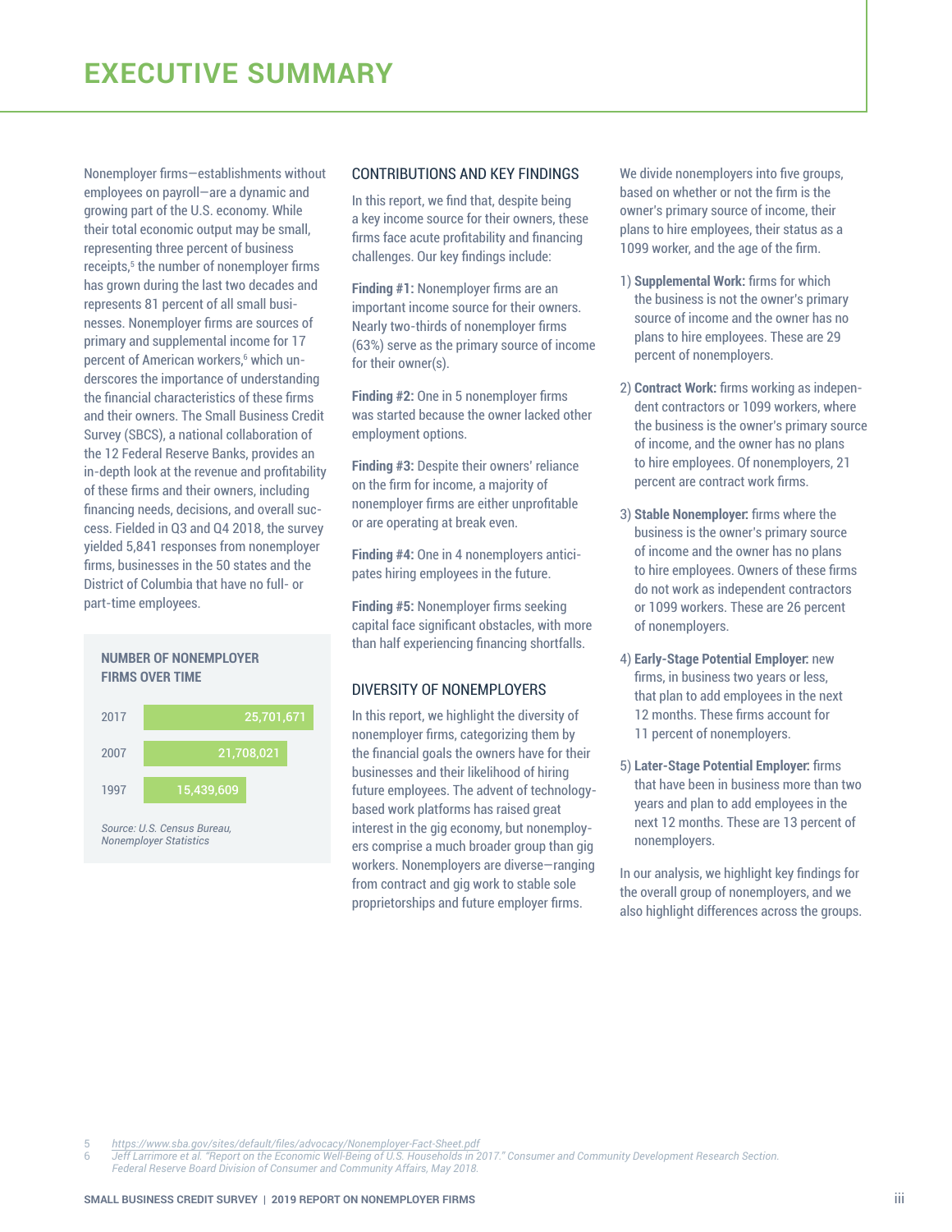# EXECUTIVE SUMMARY

Nonemployer firms—establishments without employees on payroll—are a dynamic and growing part of the U.S. economy. While their total economic output may be small, representing three percent of business receipts,[5] the number of nonemployer firms has grown during the last two decades and represents 81 percent of all small businesses. Nonemployer firms are sources of primary and supplemental income for 17 percent of American workers,[6] which underscores the importance of understanding the financial characteristics of these firms and their owners. The Small Business Credit Survey (SBCS), a national collaboration of the 12 Federal Reserve Banks, provides an in-depth look at the revenue and profitability of these firms and their owners, including financing needs, decisions, and overall success. Fielded in Q3 and Q4 2018, the survey yielded 5,841 responses from nonemployer firms, businesses in the 50 states and the District of Columbia that have no full- or part-time employees.

**NUMBER OF NONEMPLOYER FIRMS OVER TIME**

| Year | Number of firms |
|---|---|
| 2017 | 25,701,671 |
| 2007 | 21,708,021 |
| 1997 | 15,439,609 |

*Source: U.S. Census Bureau, Nonemployer Statistics*

## CONTRIBUTIONS AND KEY FINDINGS

In this report, we find that, despite being a key income source for their owners, these firms face acute profitability and financing challenges. Our key findings include:

**Finding #1:** Nonemployer firms are an important income source for their owners. Nearly two-thirds of nonemployer firms (63%) serve as the primary source of income for their owner(s).

**Finding #2:** One in 5 nonemployer firms was started because the owner lacked other employment options.

**Finding #3:** Despite their owners' reliance on the firm for income, a majority of nonemployer firms are either unprofitable or are operating at break even.

**Finding #4:** One in 4 nonemployers anticipates hiring employees in the future.

**Finding #5:** Nonemployer firms seeking capital face significant obstacles, with more than half experiencing financing shortfalls.

## DIVERSITY OF NONEMPLOYERS

In this report, we highlight the diversity of nonemployer firms, categorizing them by the financial goals the owners have for their businesses and their likelihood of hiring future employees. The advent of technology-based work platforms has raised great interest in the gig economy, but nonemployers comprise a much broader group than gig workers. Nonemployers are diverse—ranging from contract and gig work to stable sole proprietorships and future employer firms.

We divide nonemployers into five groups, based on whether or not the firm is the owner's primary source of income, their plans to hire employees, their status as a 1099 worker, and the age of the firm.

1) **Supplemental Work:** firms for which the business is not the owner's primary source of income and the owner has no plans to hire employees. These are 29 percent of nonemployers.

2) **Contract Work:** firms working as independent contractors or 1099 workers, where the business is the owner's primary source of income, and the owner has no plans to hire employees. Of nonemployers, 21 percent are contract work firms.

3) **Stable Nonemployer:** firms where the business is the owner's primary source of income and the owner has no plans to hire employees. Owners of these firms do not work as independent contractors or 1099 workers. These are 26 percent of nonemployers.

4) **Early-Stage Potential Employer:** new firms, in business two years or less, that plan to add employees in the next 12 months. These firms account for 11 percent of nonemployers.

5) **Later-Stage Potential Employer:** firms that have been in business more than two years and plan to add employees in the next 12 months. These are 13 percent of nonemployers.

In our analysis, we highlight key findings for the overall group of nonemployers, and we also highlight differences across the groups.

5 https://www.sba.gov/sites/default/files/advocacy/Nonemployer-Fact-Sheet.pdf

6 Jeff Larrimore et al. "Report on the Economic Well-Being of U.S. Households in 2017." Consumer and Community Development Research Section. Federal Reserve Board Division of Consumer and Community Affairs, May 2018.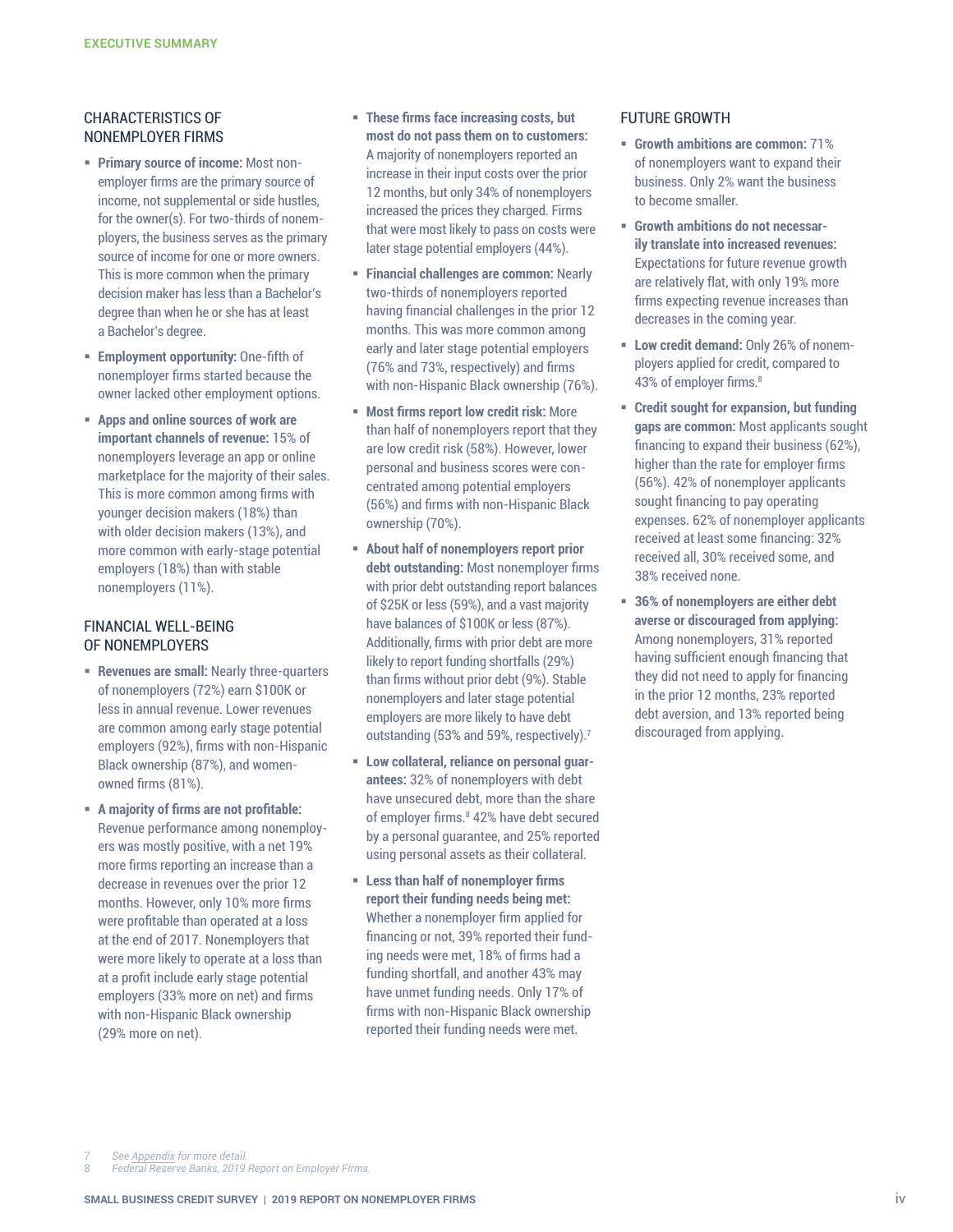## CHARACTERISTICS OF NONEMPLOYER FIRMS

- **Primary source of income:** Most nonemployer firms are the primary source of income, not supplemental or side hustles, for the owner(s). For two-thirds of nonemployers, the business serves as the primary source of income for one or more owners. This is more common when the primary decision maker has less than a Bachelor's degree than when he or she has at least a Bachelor's degree.
- **Employment opportunity:** One-fifth of nonemployer firms started because the owner lacked other employment options.
- **Apps and online sources of work are important channels of revenue:** 15% of nonemployers leverage an app or online marketplace for the majority of their sales. This is more common among firms with younger decision makers (18%) than with older decision makers (13%), and more common with early-stage potential employers (18%) than with stable nonemployers (11%).

## FINANCIAL WELL-BEING OF NONEMPLOYERS

- **Revenues are small:** Nearly three-quarters of nonemployers (72%) earn $100K or less in annual revenue. Lower revenues are common among early stage potential employers (92%), firms with non-Hispanic Black ownership (87%), and women-owned firms (81%).
- **A majority of firms are not profitable:** Revenue performance among nonemployers was mostly positive, with a net 19% more firms reporting an increase than a decrease in revenues over the prior 12 months. However, only 10% more firms were profitable than operated at a loss at the end of 2017. Nonemployers that were more likely to operate at a loss than at a profit include early stage potential employers (33% more on net) and firms with non-Hispanic Black ownership (29% more on net).
- **These firms face increasing costs, but most do not pass them on to customers:** A majority of nonemployers reported an increase in their input costs over the prior 12 months, but only 34% of nonemployers increased the prices they charged. Firms that were most likely to pass on costs were later stage potential employers (44%).
- **Financial challenges are common:** Nearly two-thirds of nonemployers reported having financial challenges in the prior 12 months. This was more common among early and later stage potential employers (76% and 73%, respectively) and firms with non-Hispanic Black ownership (76%).
- **Most firms report low credit risk:** More than half of nonemployers report that they are low credit risk (58%). However, lower personal and business scores were concentrated among potential employers (56%) and firms with non-Hispanic Black ownership (70%).
- **About half of nonemployers report prior debt outstanding:** Most nonemployer firms with prior debt outstanding report balances of $25K or less (59%), and a vast majority have balances of $100K or less (87%). Additionally, firms with prior debt are more likely to report funding shortfalls (29%) than firms without prior debt (9%). Stable nonemployers and later stage potential employers are more likely to have debt outstanding (53% and 59%, respectively).[7]
- **Low collateral, reliance on personal guarantees:** 32% of nonemployers with debt have unsecured debt, more than the share of employer firms.[8] 42% have debt secured by a personal guarantee, and 25% reported using personal assets as their collateral.
- **Less than half of nonemployer firms report their funding needs being met:** Whether a nonemployer firm applied for financing or not, 39% reported their funding needs were met, 18% of firms had a funding shortfall, and another 43% may have unmet funding needs. Only 17% of firms with non-Hispanic Black ownership reported their funding needs were met.

## FUTURE GROWTH

- **Growth ambitions are common:** 71% of nonemployers want to expand their business. Only 2% want the business to become smaller.
- **Growth ambitions do not necessarily translate into increased revenues:** Expectations for future revenue growth are relatively flat, with only 19% more firms expecting revenue increases than decreases in the coming year.
- **Low credit demand:** Only 26% of nonemployers applied for credit, compared to 43% of employer firms.[8]
- **Credit sought for expansion, but funding gaps are common:** Most applicants sought financing to expand their business (62%), higher than the rate for employer firms (56%). 42% of nonemployer applicants sought financing to pay operating expenses. 62% of nonemployer applicants received at least some financing: 32% received all, 30% received some, and 38% received none.
- **36% of nonemployers are either debt averse or discouraged from applying:** Among nonemployers, 31% reported having sufficient enough financing that they did not need to apply for financing in the prior 12 months, 23% reported debt aversion, and 13% reported being discouraged from applying.

---

7 *See Appendix for more detail.*
8 *Federal Reserve Banks, 2019 Report on Employer Firms.*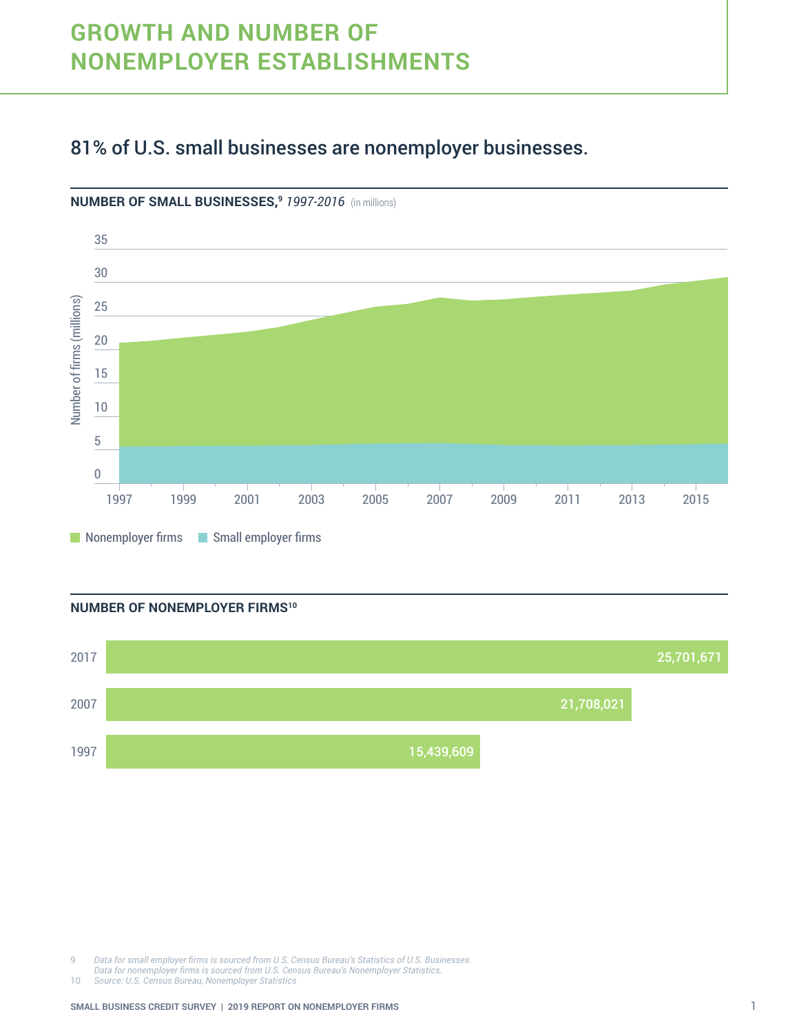# GROWTH AND NUMBER OF NONEMPLOYER ESTABLISHMENTS

## 81% of U.S. small businesses are nonemployer businesses.

**NUMBER OF SMALL BUSINESSES,[9]** *1997-2016* (in millions)

Number of firms (millions)

35
30
25
20
15
10
5
0

1997 1999 2001 2003 2005 2007 2009 2011 2013 2015

Nonemployer firms   Small employer firms

**NUMBER OF NONEMPLOYER FIRMS[10]**

| Year | Number of nonemployer firms |
|---|---|
| 2017 | 25,701,671 |
| 2007 | 21,708,021 |
| 1997 | 15,439,609 |

9 *Data for small employer firms is sourced from U.S. Census Bureau's Statistics of U.S. Businesses. Data for nonemployer firms is sourced from U.S. Census Bureau's Nonemployer Statistics.*
10 *Source: U.S. Census Bureau, Nonemployer Statistics*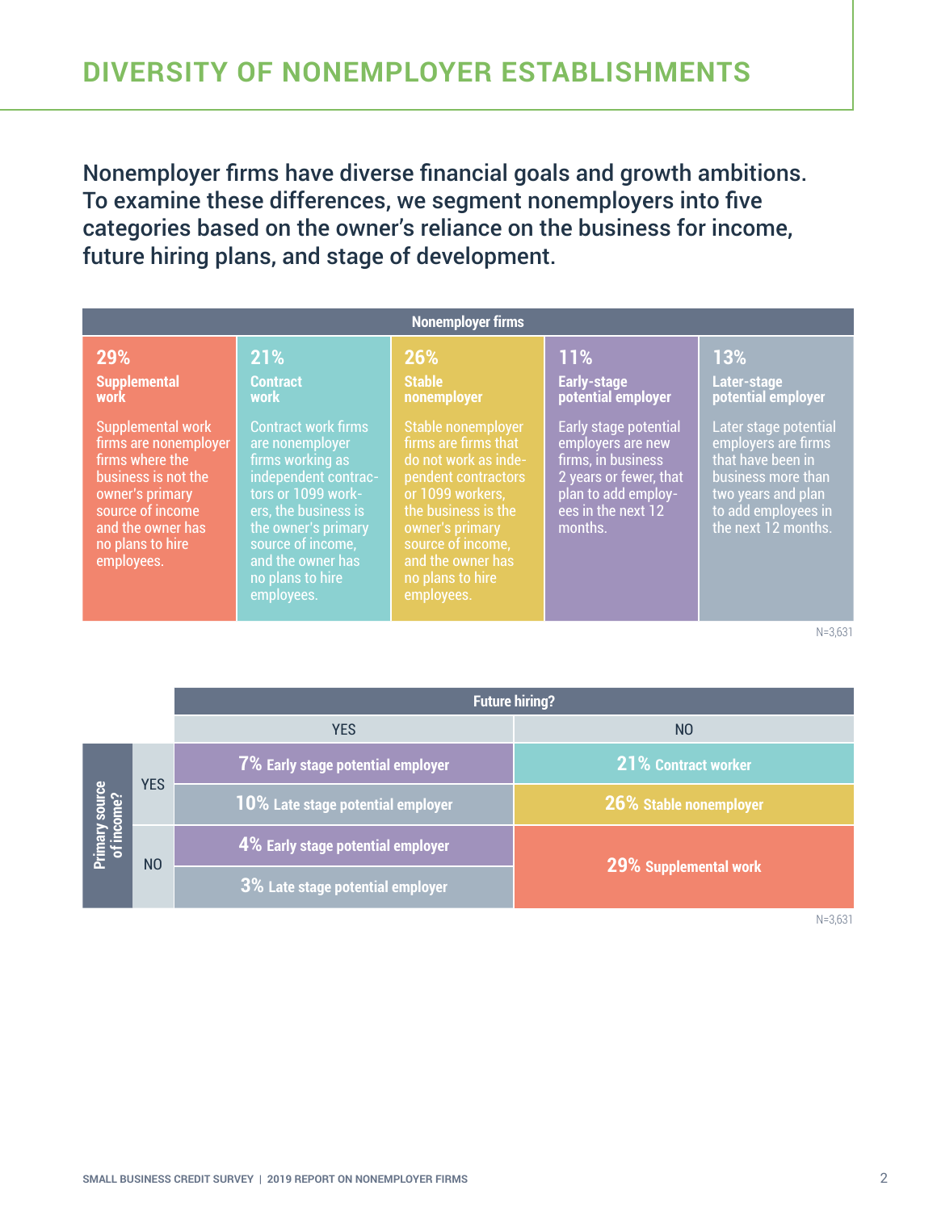## DIVERSITY OF NONEMPLOYER ESTABLISHMENTS

**Nonemployer firms have diverse financial goals and growth ambitions. To examine these differences, we segment nonemployers into five categories based on the owner's reliance on the business for income, future hiring plans, and stage of development.**

| Nonemployer firms | | | | |
|---|---|---|---|---|
| **29%** **Supplemental work** | **21%** **Contract work** | **26%** **Stable nonemployer** | **11%** **Early-stage potential employer** | **13%** **Later-stage potential employer** |
| Supplemental work firms are nonemployer firms where the business is not the owner's primary source of income and the owner has no plans to hire employees. | Contract work firms are nonemployer firms working as independent contractors or 1099 workers, the business is the owner's primary source of income, and the owner has no plans to hire employees. | Stable nonemployer firms are firms that do not work as independent contractors or 1099 workers, the business is the owner's primary source of income, and the owner has no plans to hire employees. | Early stage potential employers are new firms, in business 2 years or fewer, that plan to add employees in the next 12 months. | Later stage potential employers are firms that have been in business more than two years and plan to add employees in the next 12 months. |

N=3,631

| Primary source of income? | | Future hiring? YES | Future hiring? NO |
|---|---|---|---|
| YES | | **7%** Early stage potential employer | **21%** Contract worker |
| YES | | **10%** Late stage potential employer | **26%** Stable nonemployer |
| NO | | **4%** Early stage potential employer | **29%** Supplemental work |
| NO | | **3%** Late stage potential employer | **29%** Supplemental work |

N=3,631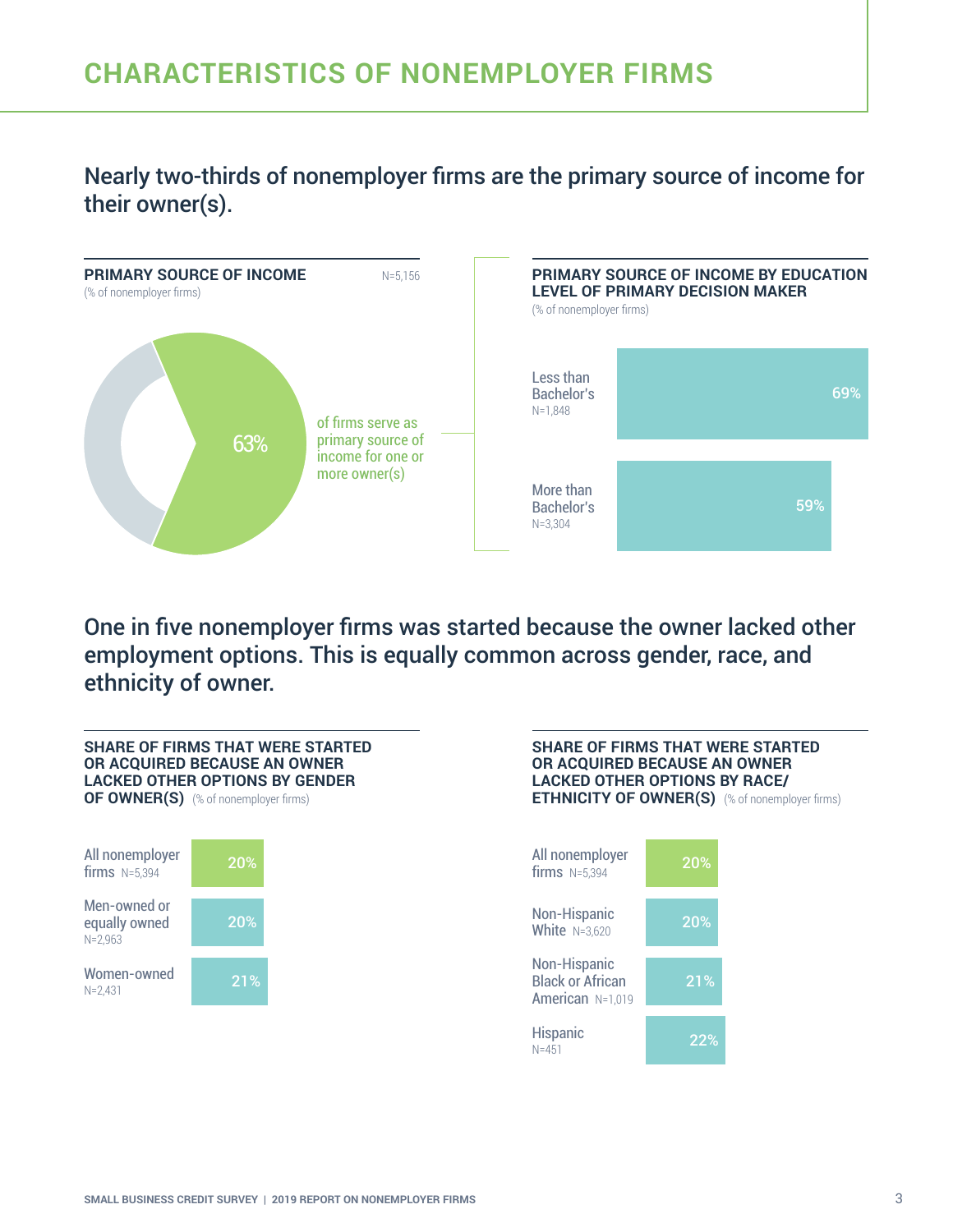# CHARACTERISTICS OF NONEMPLOYER FIRMS

## Nearly two-thirds of nonemployer firms are the primary source of income for their owner(s).

**PRIMARY SOURCE OF INCOME**
(% of nonemployer firms) N=5,156

63% of firms serve as primary source of income for one or more owner(s)

**PRIMARY SOURCE OF INCOME BY EDUCATION LEVEL OF PRIMARY DECISION MAKER**
(% of nonemployer firms)

| Education level | % |
| --- | --- |
| Less than Bachelor's N=1,848 | 69% |
| More than Bachelor's N=3,304 | 59% |

## One in five nonemployer firms was started because the owner lacked other employment options. This is equally common across gender, race, and ethnicity of owner.

**SHARE OF FIRMS THAT WERE STARTED OR ACQUIRED BECAUSE AN OWNER LACKED OTHER OPTIONS BY GENDER OF OWNER(S)** (% of nonemployer firms)

| Gender of owner(s) | % |
| --- | --- |
| All nonemployer firms N=5,394 | 20% |
| Men-owned or equally owned N=2,963 | 20% |
| Women-owned N=2,431 | 21% |

**SHARE OF FIRMS THAT WERE STARTED OR ACQUIRED BECAUSE AN OWNER LACKED OTHER OPTIONS BY RACE/ETHNICITY OF OWNER(S)** (% of nonemployer firms)

| Race/ethnicity of owner(s) | % |
| --- | --- |
| All nonemployer firms N=5,394 | 20% |
| Non-Hispanic White N=3,620 | 20% |
| Non-Hispanic Black or African American N=1,019 | 21% |
| Hispanic N=451 | 22% |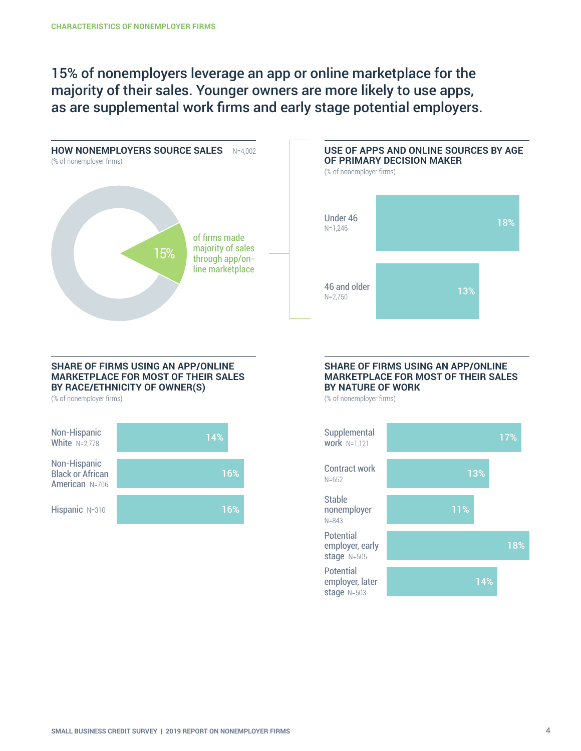## 15% of nonemployers leverage an app or online marketplace for the majority of their sales. Younger owners are more likely to use apps, as are supplemental work firms and early stage potential employers.

### HOW NONEMPLOYERS SOURCE SALES

N=4,002

(% of nonemployer firms)

15% of firms made majority of sales through app/online marketplace

### USE OF APPS AND ONLINE SOURCES BY AGE OF PRIMARY DECISION MAKER

(% of nonemployer firms)

| Age | N | % |
|---|---|---|
| Under 46 | N=1,246 | 18% |
| 46 and older | N=2,750 | 13% |

### SHARE OF FIRMS USING AN APP/ONLINE MARKETPLACE FOR MOST OF THEIR SALES BY RACE/ETHNICITY OF OWNER(S)

(% of nonemployer firms)

| Race/Ethnicity | N | % |
|---|---|---|
| Non-Hispanic White | N=2,778 | 14% |
| Non-Hispanic Black or African American | N=706 | 16% |
| Hispanic | N=310 | 16% |

### SHARE OF FIRMS USING AN APP/ONLINE MARKETPLACE FOR MOST OF THEIR SALES BY NATURE OF WORK

(% of nonemployer firms)

| Nature of work | N | % |
|---|---|---|
| Supplemental work | N=1,121 | 17% |
| Contract work | N=652 | 13% |
| Stable nonemployer | N=843 | 11% |
| Potential employer, early stage | N=505 | 18% |
| Potential employer, later stage | N=503 | 14% |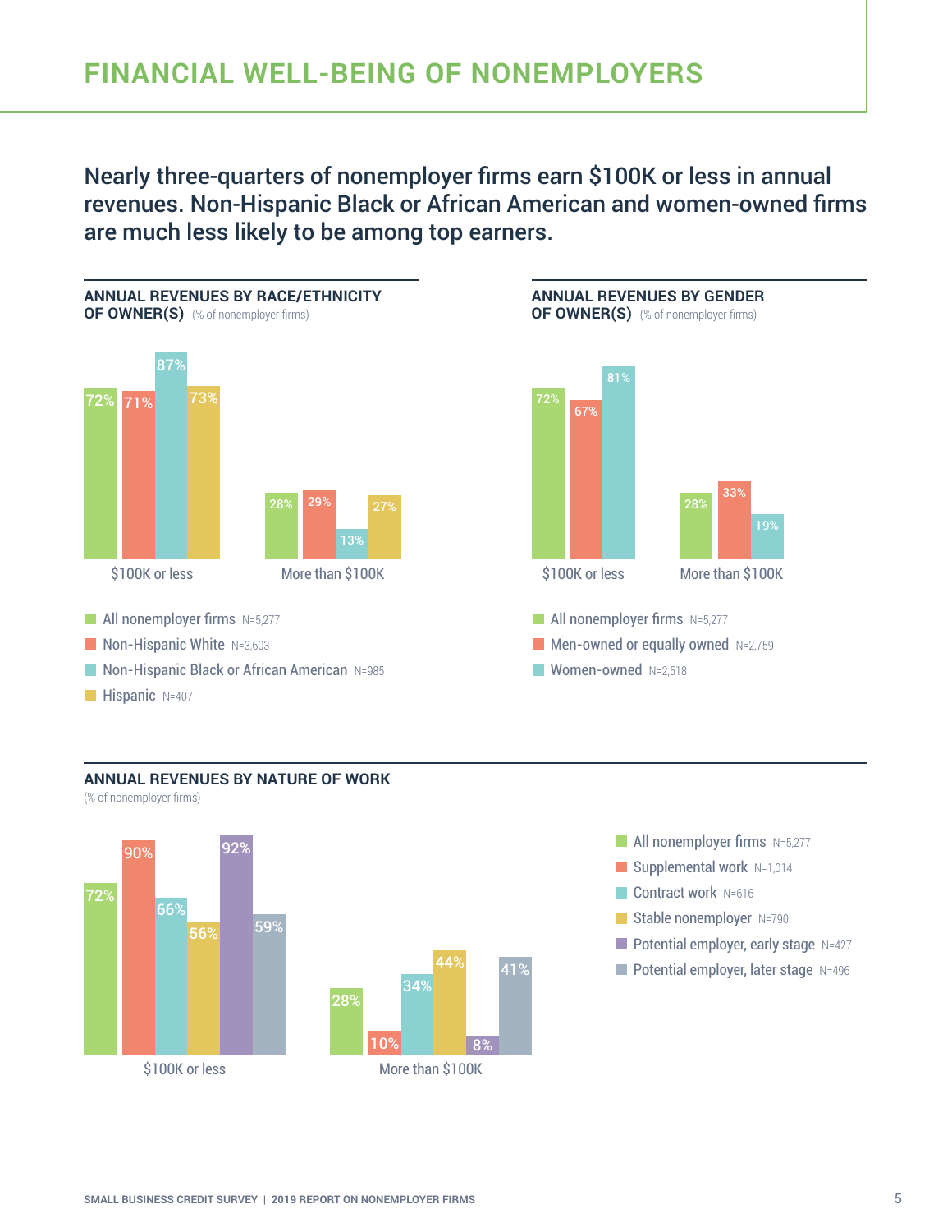## FINANCIAL WELL-BEING OF NONEMPLOYERS

**Nearly three-quarters of nonemployer firms earn $100K or less in annual revenues. Non-Hispanic Black or African American and women-owned firms are much less likely to be among top earners.**

### ANNUAL REVENUES BY RACE/ETHNICITY OF OWNER(S) (% of nonemployer firms)

| | $100K or less | More than $100K |
|---|---|---|
| All nonemployer firms N=5,277 | 72% | 28% |
| Non-Hispanic White N=3,603 | 71% | 29% |
| Non-Hispanic Black or African American N=985 | 87% | 13% |
| Hispanic N=407 | 73% | 27% |

### ANNUAL REVENUES BY GENDER OF OWNER(S) (% of nonemployer firms)

| | $100K or less | More than $100K |
|---|---|---|
| All nonemployer firms N=5,277 | 72% | 28% |
| Men-owned or equally owned N=2,759 | 67% | 33% |
| Women-owned N=2,518 | 81% | 19% |

### ANNUAL REVENUES BY NATURE OF WORK (% of nonemployer firms)

| | $100K or less | More than $100K |
|---|---|---|
| All nonemployer firms N=5,277 | 72% | 28% |
| Supplemental work N=1,014 | 90% | 10% |
| Contract work N=616 | 66% | 34% |
| Stable nonemployer N=790 | 56% | 44% |
| Potential employer, early stage N=427 | 92% | 8% |
| Potential employer, later stage N=496 | 59% | 41% |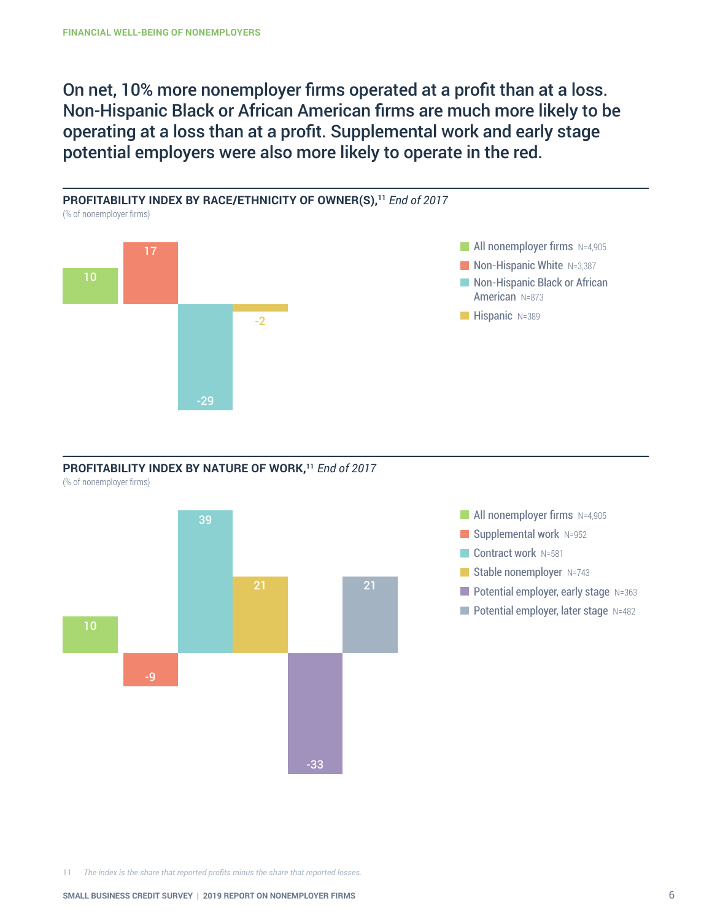On net, 10% more nonemployer firms operated at a profit than at a loss. Non-Hispanic Black or African American firms are much more likely to be operating at a loss than at a profit. Supplemental work and early stage potential employers were also more likely to operate in the red.

**PROFITABILITY INDEX BY RACE/ETHNICITY OF OWNER(S),[11]** *End of 2017*

(% of nonemployer firms)

| Category | N | Index |
|---|---|---|
| All nonemployer firms | N=4,905 | 10 |
| Non-Hispanic White | N=3,387 | 17 |
| Non-Hispanic Black or African American | N=873 | -29 |
| Hispanic | N=389 | -2 |

**PROFITABILITY INDEX BY NATURE OF WORK,[11]** *End of 2017*

(% of nonemployer firms)

| Category | N | Index |
|---|---|---|
| All nonemployer firms | N=4,905 | 10 |
| Supplemental work | N=952 | -9 |
| Contract work | N=581 | 39 |
| Stable nonemployer | N=743 | 21 |
| Potential employer, early stage | N=363 | -33 |
| Potential employer, later stage | N=482 | 21 |

11 *The index is the share that reported profits minus the share that reported losses.*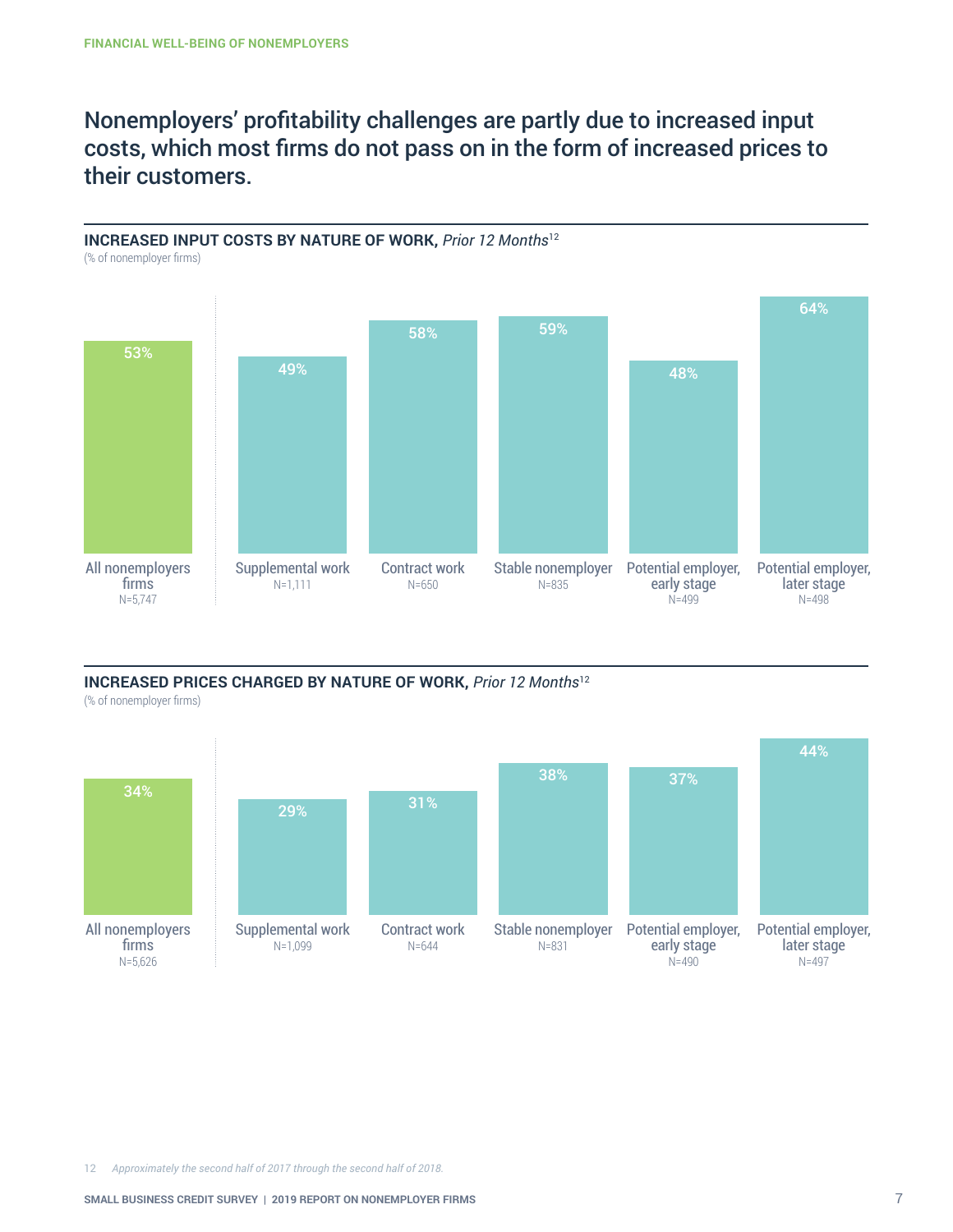## Nonemployers' profitability challenges are partly due to increased input costs, which most firms do not pass on in the form of increased prices to their customers.

**INCREASED INPUT COSTS BY NATURE OF WORK,** *Prior 12 Months*[12]

(% of nonemployer firms)

| Category | N | % |
|---|---|---|
| All nonemployers firms | N=5,747 | 53% |
| Supplemental work | N=1,111 | 49% |
| Contract work | N=650 | 58% |
| Stable nonemployer | N=835 | 59% |
| Potential employer, early stage | N=499 | 48% |
| Potential employer, later stage | N=498 | 64% |

**INCREASED PRICES CHARGED BY NATURE OF WORK,** *Prior 12 Months*[12]

(% of nonemployer firms)

| Category | N | % |
|---|---|---|
| All nonemployers firms | N=5,626 | 34% |
| Supplemental work | N=1,099 | 29% |
| Contract work | N=644 | 31% |
| Stable nonemployer | N=831 | 38% |
| Potential employer, early stage | N=490 | 37% |
| Potential employer, later stage | N=497 | 44% |

12 *Approximately the second half of 2017 through the second half of 2018.*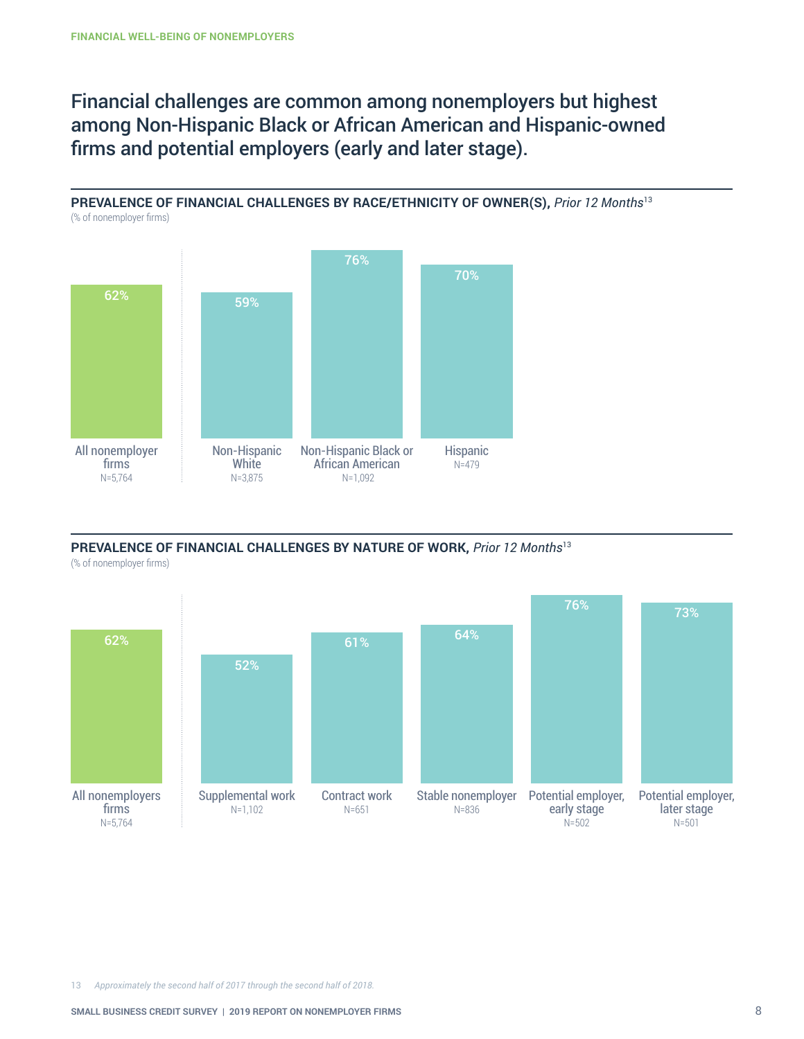## Financial challenges are common among nonemployers but highest among Non-Hispanic Black or African American and Hispanic-owned firms and potential employers (early and later stage).

**PREVALENCE OF FINANCIAL CHALLENGES BY RACE/ETHNICITY OF OWNER(S),** *Prior 12 Months*[13]

(% of nonemployer firms)

| Category | % |
| --- | --- |
| All nonemployer firms (N=5,764) | 62% |
| Non-Hispanic White (N=3,875) | 59% |
| Non-Hispanic Black or African American (N=1,092) | 76% |
| Hispanic (N=479) | 70% |

**PREVALENCE OF FINANCIAL CHALLENGES BY NATURE OF WORK,** *Prior 12 Months*[13]

(% of nonemployer firms)

| Category | % |
| --- | --- |
| All nonemployers firms (N=5,764) | 62% |
| Supplemental work (N=1,102) | 52% |
| Contract work (N=651) | 61% |
| Stable nonemployer (N=836) | 64% |
| Potential employer, early stage (N=502) | 76% |
| Potential employer, later stage (N=501) | 73% |

13 *Approximately the second half of 2017 through the second half of 2018.*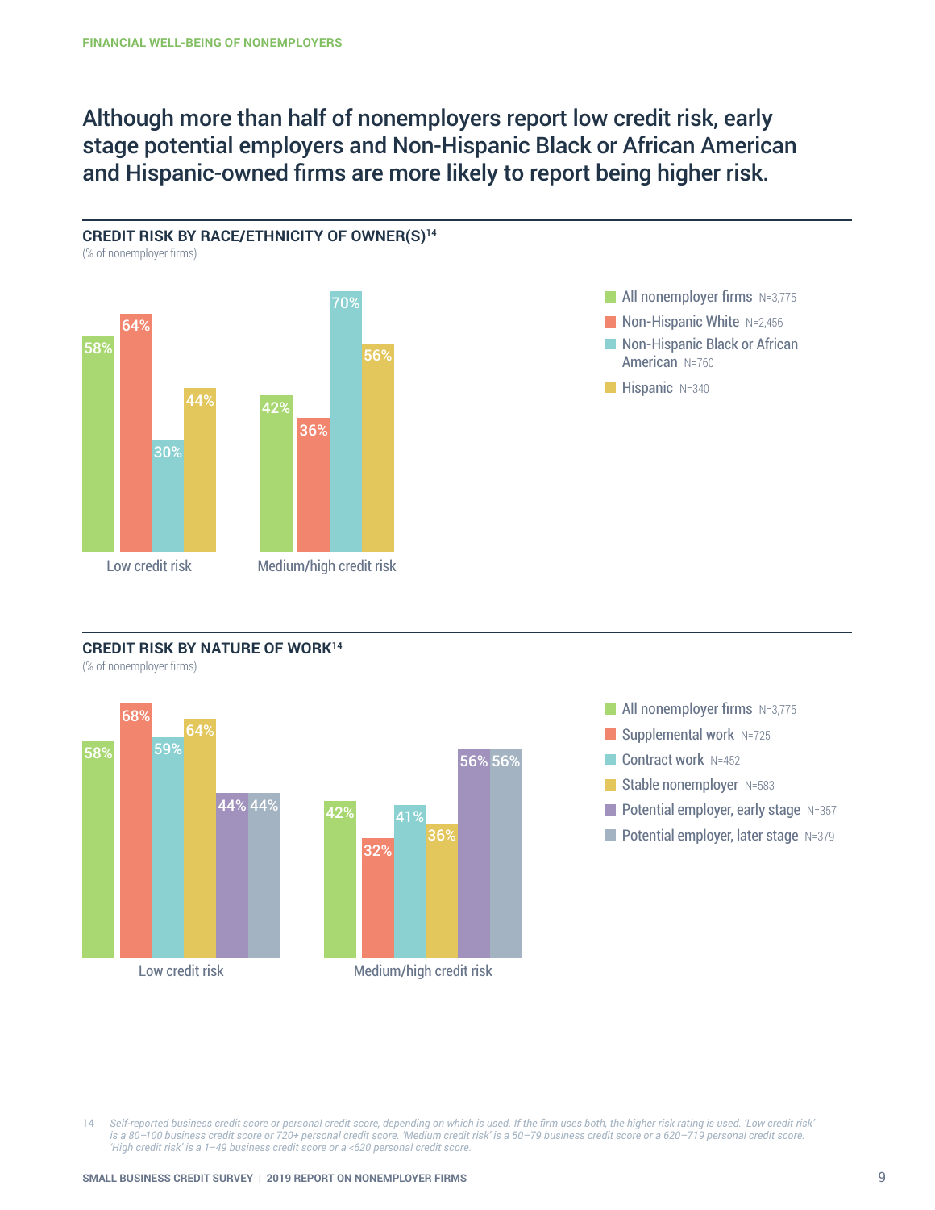FINANCIAL WELL-BEING OF NONEMPLOYERS

# Although more than half of nonemployers report low credit risk, early stage potential employers and Non-Hispanic Black or African American and Hispanic-owned firms are more likely to report being higher risk.

## CREDIT RISK BY RACE/ETHNICITY OF OWNER(S)[14]

(% of nonemployer firms)

| | Low credit risk | Medium/high credit risk |
|---|---|---|
| All nonemployer firms N=3,775 | 58% | 42% |
| Non-Hispanic White N=2,456 | 64% | 36% |
| Non-Hispanic Black or African American N=760 | 30% | 70% |
| Hispanic N=340 | 44% | 56% |

## CREDIT RISK BY NATURE OF WORK[14]

(% of nonemployer firms)

| | Low credit risk | Medium/high credit risk |
|---|---|---|
| All nonemployer firms N=3,775 | 58% | 42% |
| Supplemental work N=725 | 68% | 32% |
| Contract work N=452 | 59% | 41% |
| Stable nonemployer N=583 | 64% | 36% |
| Potential employer, early stage N=357 | 44% | 56% |
| Potential employer, later stage N=379 | 44% | 56% |

14 *Self-reported business credit score or personal credit score, depending on which is used. If the firm uses both, the higher risk rating is used. 'Low credit risk' is a 80–100 business credit score or 720+ personal credit score. 'Medium credit risk' is a 50–79 business credit score or a 620–719 personal credit score. 'High credit risk' is a 1–49 business credit score or a <620 personal credit score.*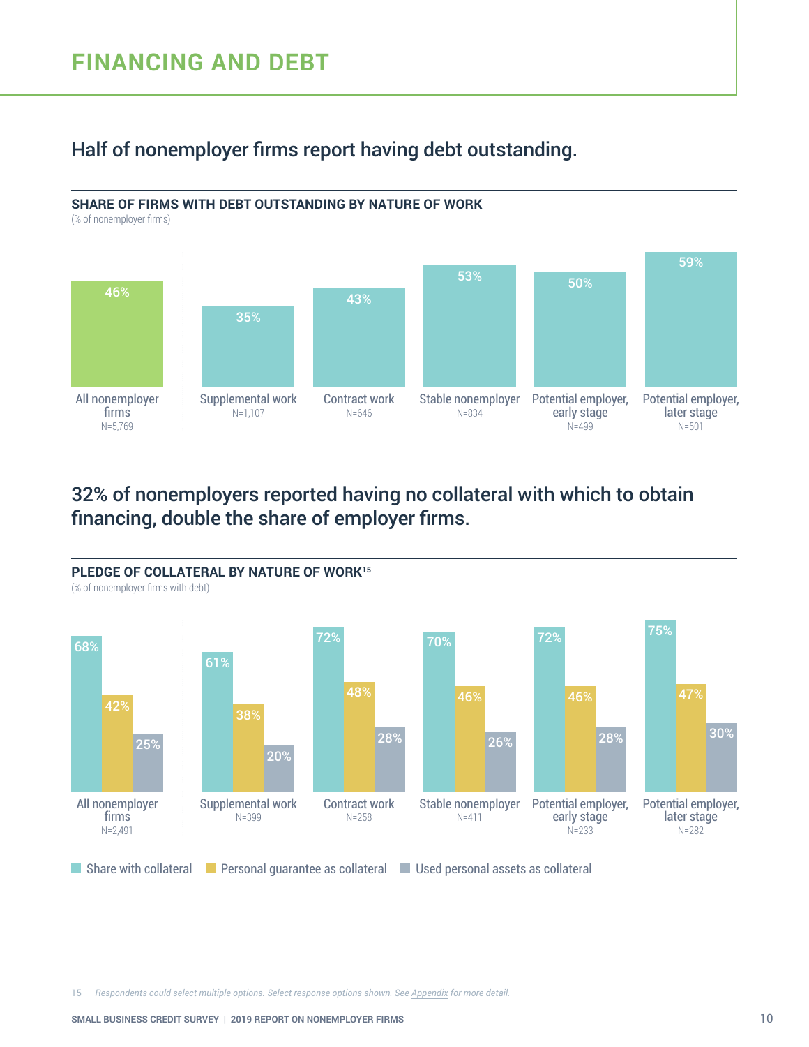# FINANCING AND DEBT

## Half of nonemployer firms report having debt outstanding.

### SHARE OF FIRMS WITH DEBT OUTSTANDING BY NATURE OF WORK

(% of nonemployer firms)

| | All nonemployer firms (N=5,769) | Supplemental work (N=1,107) | Contract work (N=646) | Stable nonemployer (N=834) | Potential employer, early stage (N=499) | Potential employer, later stage (N=501) |
|---|---|---|---|---|---|---|
| Share with debt outstanding | 46% | 35% | 43% | 53% | 50% | 59% |

## 32% of nonemployers reported having no collateral with which to obtain financing, double the share of employer firms.

### PLEDGE OF COLLATERAL BY NATURE OF WORK[15]

(% of nonemployer firms with debt)

| | All nonemployer firms (N=2,491) | Supplemental work (N=399) | Contract work (N=258) | Stable nonemployer (N=411) | Potential employer, early stage (N=233) | Potential employer, later stage (N=282) |
|---|---|---|---|---|---|---|
| Share with collateral | 68% | 61% | 72% | 70% | 72% | 75% |
| Personal guarantee as collateral | 42% | 38% | 48% | 46% | 46% | 47% |
| Used personal assets as collateral | 25% | 20% | 28% | 26% | 28% | 30% |

15 *Respondents could select multiple options. Select response options shown. See Appendix for more detail.*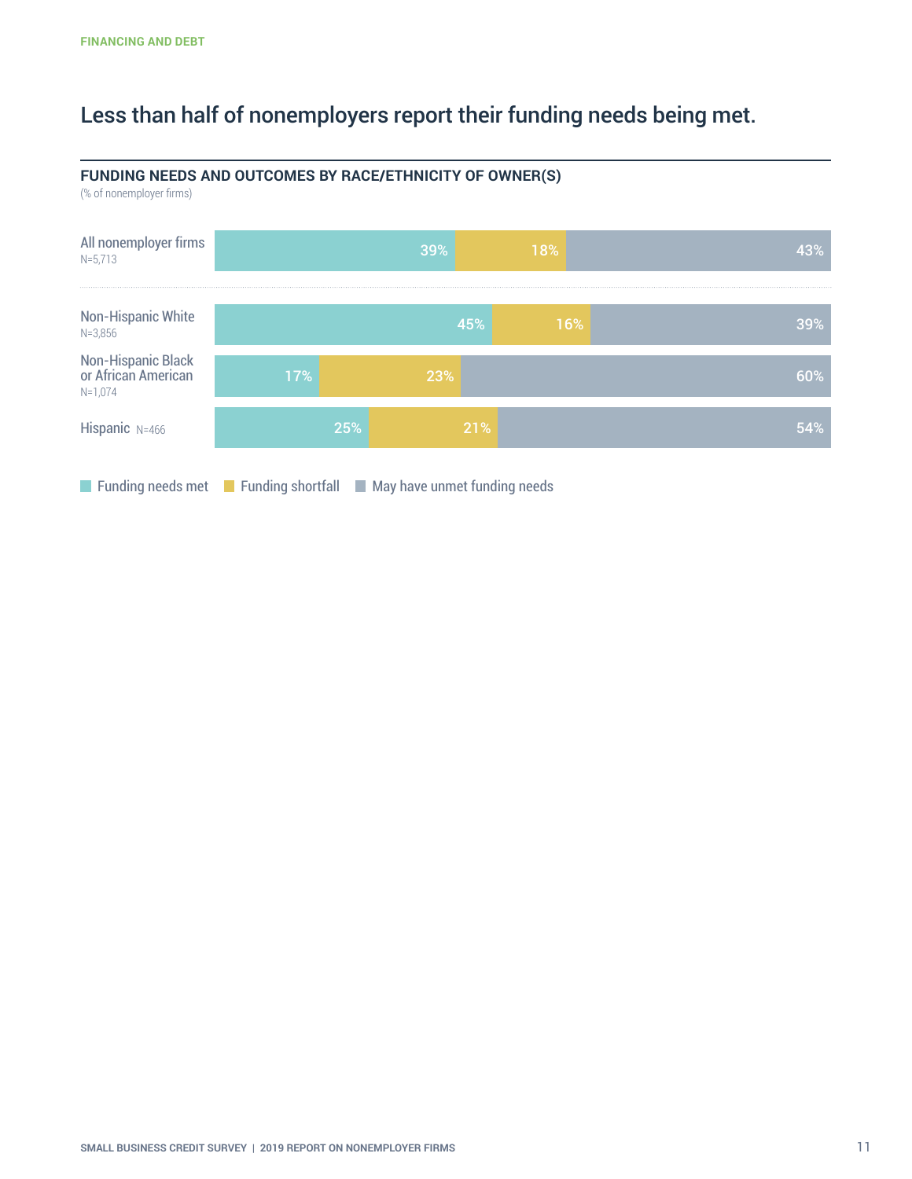FINANCING AND DEBT

# Less than half of nonemployers report their funding needs being met.

## FUNDING NEEDS AND OUTCOMES BY RACE/ETHNICITY OF OWNER(S)

(% of nonemployer firms)

| | Funding needs met | Funding shortfall | May have unmet funding needs |
|---|---|---|---|
| All nonemployer firms N=5,713 | 39% | 18% | 43% |
| Non-Hispanic White N=3,856 | 45% | 16% | 39% |
| Non-Hispanic Black or African American N=1,074 | 17% | 23% | 60% |
| Hispanic N=466 | 25% | 21% | 54% |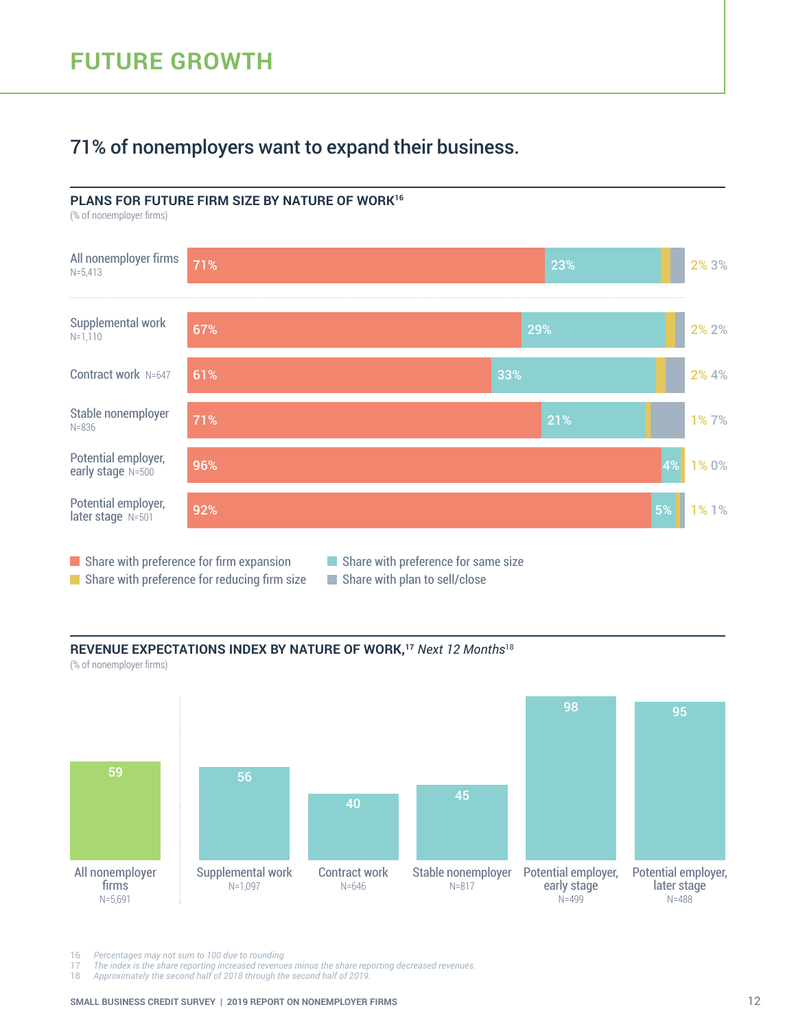## FUTURE GROWTH

### 71% of nonemployers want to expand their business.

**PLANS FOR FUTURE FIRM SIZE BY NATURE OF WORK[16]**

(% of nonemployer firms)

| | Share with preference for firm expansion | Share with preference for same size | Share with preference for reducing firm size | Share with plan to sell/close |
|---|---|---|---|---|
| All nonemployer firms N=5,413 | 71% | 23% | 2% | 3% |
| Supplemental work N=1,110 | 67% | 29% | 2% | 2% |
| Contract work N=647 | 61% | 33% | 2% | 4% |
| Stable nonemployer N=836 | 71% | 21% | 1% | 7% |
| Potential employer, early stage N=500 | 96% | 4% | 1% | 0% |
| Potential employer, later stage N=501 | 92% | 5% | 1% | 1% |

**REVENUE EXPECTATIONS INDEX BY NATURE OF WORK,[17] *Next 12 Months*[18]**

(% of nonemployer firms)

| | Index |
|---|---|
| All nonemployer firms N=5,691 | 59 |
| Supplemental work N=1,097 | 56 |
| Contract work N=646 | 40 |
| Stable nonemployer N=817 | 45 |
| Potential employer, early stage N=499 | 98 |
| Potential employer, later stage N=488 | 95 |

16 *Percentages may not sum to 100 due to rounding.*
17 *The index is the share reporting increased revenues minus the share reporting decreased revenues.*
18 *Approximately the second half of 2018 through the second half of 2019.*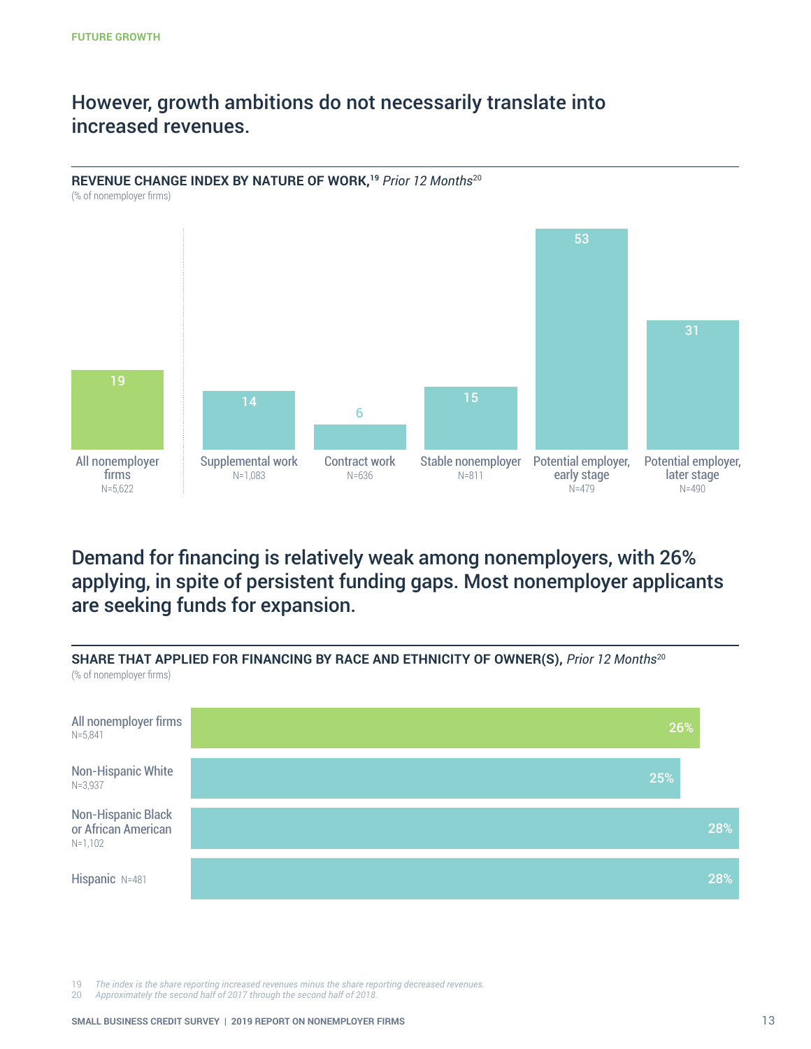## However, growth ambitions do not necessarily translate into increased revenues.

**REVENUE CHANGE INDEX BY NATURE OF WORK,[19]** *Prior 12 Months*[20]
(% of nonemployer firms)

| Category | N | Index |
|---|---|---|
| All nonemployer firms | N=5,622 | 19 |
| Supplemental work | N=1,083 | 14 |
| Contract work | N=636 | 6 |
| Stable nonemployer | N=811 | 15 |
| Potential employer, early stage | N=479 | 53 |
| Potential employer, later stage | N=490 | 31 |

## Demand for financing is relatively weak among nonemployers, with 26% applying, in spite of persistent funding gaps. Most nonemployer applicants are seeking funds for expansion.

**SHARE THAT APPLIED FOR FINANCING BY RACE AND ETHNICITY OF OWNER(S),** *Prior 12 Months*[20]
(% of nonemployer firms)

| Group | N | Share |
|---|---|---|
| All nonemployer firms | N=5,841 | 26% |
| Non-Hispanic White | N=3,937 | 25% |
| Non-Hispanic Black or African American | N=1,102 | 28% |
| Hispanic | N=481 | 28% |

19 *The index is the share reporting increased revenues minus the share reporting decreased revenues.*
20 *Approximately the second half of 2017 through the second half of 2018.*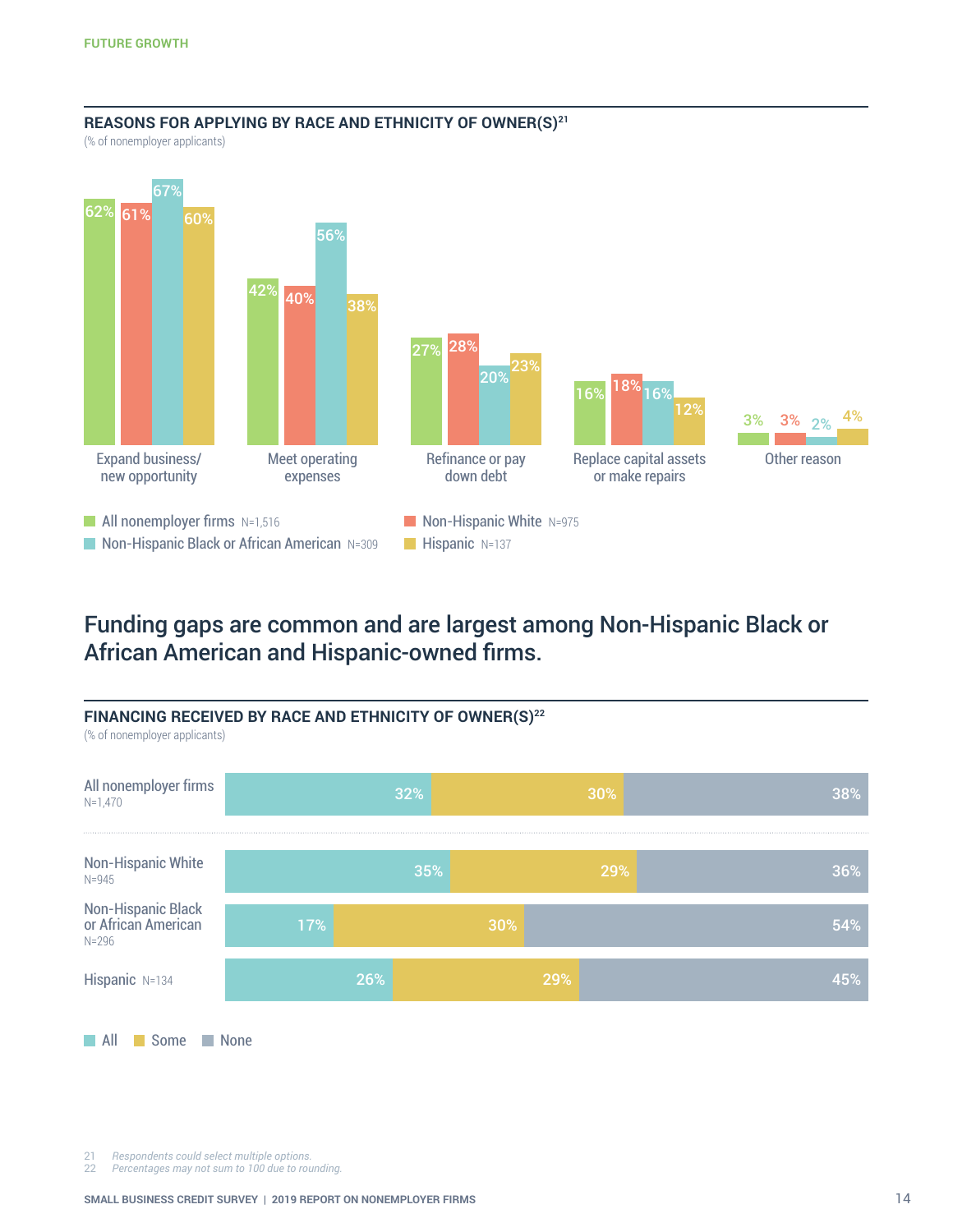FUTURE GROWTH

### REASONS FOR APPLYING BY RACE AND ETHNICITY OF OWNER(S)[21]

(% of nonemployer applicants)

| | All nonemployer firms N=1,516 | Non-Hispanic White N=975 | Non-Hispanic Black or African American N=309 | Hispanic N=137 |
|---|---|---|---|---|
| Expand business/ new opportunity | 62% | 61% | 67% | 60% |
| Meet operating expenses | 42% | 40% | 56% | 38% |
| Refinance or pay down debt | 27% | 28% | 20% | 23% |
| Replace capital assets or make repairs | 16% | 18% | 16% | 12% |
| Other reason | 3% | 3% | 2% | 4% |

## Funding gaps are common and are largest among Non-Hispanic Black or African American and Hispanic-owned firms.

### FINANCING RECEIVED BY RACE AND ETHNICITY OF OWNER(S)[22]

(% of nonemployer applicants)

| | All | Some | None |
|---|---|---|---|
| All nonemployer firms N=1,470 | 32% | 30% | 38% |
| Non-Hispanic White N=945 | 35% | 29% | 36% |
| Non-Hispanic Black or African American N=296 | 17% | 30% | 54% |
| Hispanic N=134 | 26% | 29% | 45% |

21 *Respondents could select multiple options.*
22 *Percentages may not sum to 100 due to rounding.*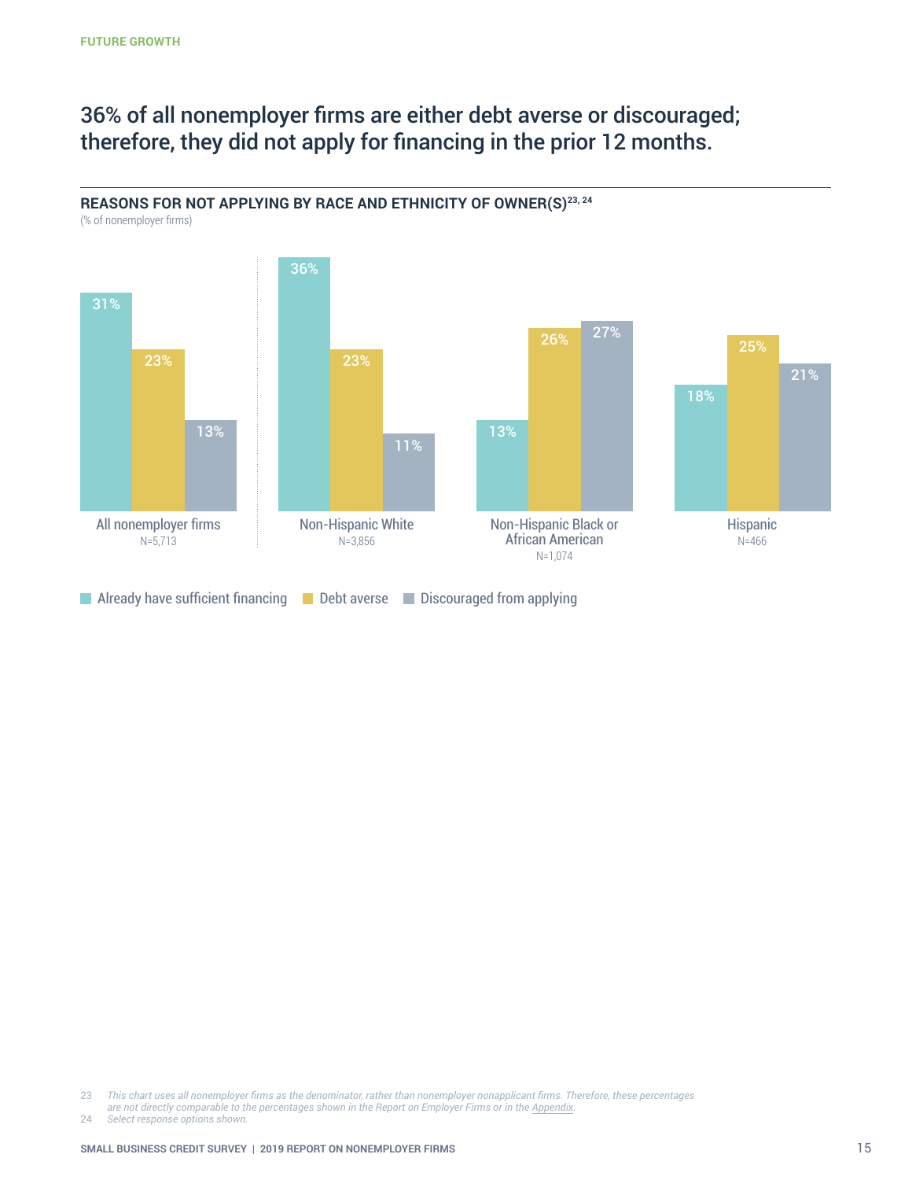FUTURE GROWTH

# 36% of all nonemployer firms are either debt averse or discouraged; therefore, they did not apply for financing in the prior 12 months.

**REASONS FOR NOT APPLYING BY RACE AND ETHNICITY OF OWNER(S)**[23, 24]
(% of nonemployer firms)

| | Already have sufficient financing | Debt averse | Discouraged from applying |
|---|---|---|---|
| All nonemployer firms (N=5,713) | 31% | 23% | 13% |
| Non-Hispanic White (N=3,856) | 36% | 23% | 11% |
| Non-Hispanic Black or African American (N=1,074) | 13% | 26% | 27% |
| Hispanic (N=466) | 18% | 25% | 21% |

23 *This chart uses all nonemployer firms as the denominator, rather than nonemployer nonapplicant firms. Therefore, these percentages are not directly comparable to the percentages shown in the Report on Employer Firms or in the Appendix.*

24 *Select response options shown.*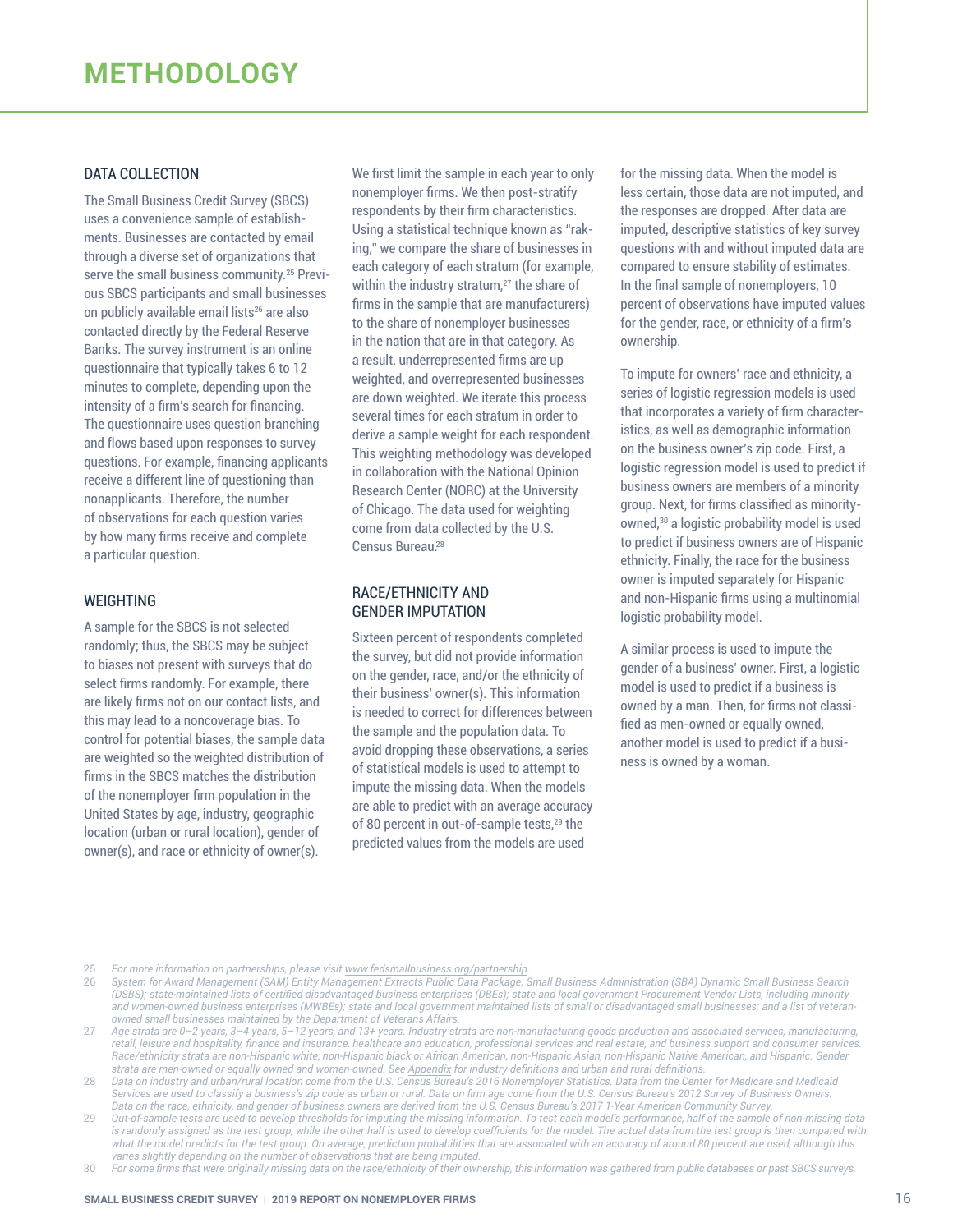# METHODOLOGY

## DATA COLLECTION

The Small Business Credit Survey (SBCS) uses a convenience sample of establishments. Businesses are contacted by email through a diverse set of organizations that serve the small business community.[25] Previous SBCS participants and small businesses on publicly available email lists[26] are also contacted directly by the Federal Reserve Banks. The survey instrument is an online questionnaire that typically takes 6 to 12 minutes to complete, depending upon the intensity of a firm's search for financing. The questionnaire uses question branching and flows based upon responses to survey questions. For example, financing applicants receive a different line of questioning than nonapplicants. Therefore, the number of observations for each question varies by how many firms receive and complete a particular question.

## WEIGHTING

A sample for the SBCS is not selected randomly; thus, the SBCS may be subject to biases not present with surveys that do select firms randomly. For example, there are likely firms not on our contact lists, and this may lead to a noncoverage bias. To control for potential biases, the sample data are weighted so the weighted distribution of firms in the SBCS matches the distribution of the nonemployer firm population in the United States by age, industry, geographic location (urban or rural location), gender of owner(s), and race or ethnicity of owner(s).

We first limit the sample in each year to only nonemployer firms. We then post-stratify respondents by their firm characteristics. Using a statistical technique known as "raking," we compare the share of businesses in each category of each stratum (for example, within the industry stratum,[27] the share of firms in the sample that are manufacturers) to the share of nonemployer businesses in the nation that are in that category. As a result, underrepresented firms are up weighted, and overrepresented businesses are down weighted. We iterate this process several times for each stratum in order to derive a sample weight for each respondent. This weighting methodology was developed in collaboration with the National Opinion Research Center (NORC) at the University of Chicago. The data used for weighting come from data collected by the U.S. Census Bureau.[28]

## RACE/ETHNICITY AND GENDER IMPUTATION

Sixteen percent of respondents completed the survey, but did not provide information on the gender, race, and/or the ethnicity of their business' owner(s). This information is needed to correct for differences between the sample and the population data. To avoid dropping these observations, a series of statistical models is used to attempt to impute the missing data. When the models are able to predict with an average accuracy of 80 percent in out-of-sample tests,[29] the predicted values from the models are used for the missing data. When the model is less certain, those data are not imputed, and the responses are dropped. After data are imputed, descriptive statistics of key survey questions with and without imputed data are compared to ensure stability of estimates. In the final sample of nonemployers, 10 percent of observations have imputed values for the gender, race, or ethnicity of a firm's ownership.

To impute for owners' race and ethnicity, a series of logistic regression models is used that incorporates a variety of firm characteristics, as well as demographic information on the business owner's zip code. First, a logistic regression model is used to predict if business owners are members of a minority group. Next, for firms classified as minority-owned,[30] a logistic probability model is used to predict if business owners are of Hispanic ethnicity. Finally, the race for the business owner is imputed separately for Hispanic and non-Hispanic firms using a multinomial logistic probability model.

A similar process is used to impute the gender of a business' owner. First, a logistic model is used to predict if a business is owned by a man. Then, for firms not classified as men-owned or equally owned, another model is used to predict if a business is owned by a woman.

---

25 *For more information on partnerships, please visit www.fedsmallbusiness.org/partnership.*

26 *System for Award Management (SAM) Entity Management Extracts Public Data Package; Small Business Administration (SBA) Dynamic Small Business Search (DSBS); state-maintained lists of certified disadvantaged business enterprises (DBEs); state and local government Procurement Vendor Lists, including minority and women-owned business enterprises (MWBEs); state and local government maintained lists of small or disadvantaged small businesses; and a list of veteran-owned small businesses maintained by the Department of Veterans Affairs.*

27 *Age strata are 0–2 years, 3–4 years, 5–12 years, and 13+ years. Industry strata are non-manufacturing goods production and associated services, manufacturing, retail, leisure and hospitality, finance and insurance, healthcare and education, professional services and real estate, and business support and consumer services. Race/ethnicity strata are non-Hispanic white, non-Hispanic black or African American, non-Hispanic Asian, non-Hispanic Native American, and Hispanic. Gender strata are men-owned or equally owned and women-owned. See Appendix for industry definitions and urban and rural definitions.*

28 *Data on industry and urban/rural location come from the U.S. Census Bureau's 2016 Nonemployer Statistics. Data from the Center for Medicare and Medicaid Services are used to classify a business's zip code as urban or rural. Data on firm age come from the U.S. Census Bureau's 2012 Survey of Business Owners. Data on the race, ethnicity, and gender of business owners are derived from the U.S. Census Bureau's 2017 1-Year American Community Survey.*

29 *Out-of-sample tests are used to develop thresholds for imputing the missing information. To test each model's performance, half of the sample of non-missing data is randomly assigned as the test group, while the other half is used to develop coefficients for the model. The actual data from the test group is then compared with what the model predicts for the test group. On average, prediction probabilities that are associated with an accuracy of around 80 percent are used, although this varies slightly depending on the number of observations that are being imputed.*

30 *For some firms that were originally missing data on the race/ethnicity of their ownership, this information was gathered from public databases or past SBCS surveys.*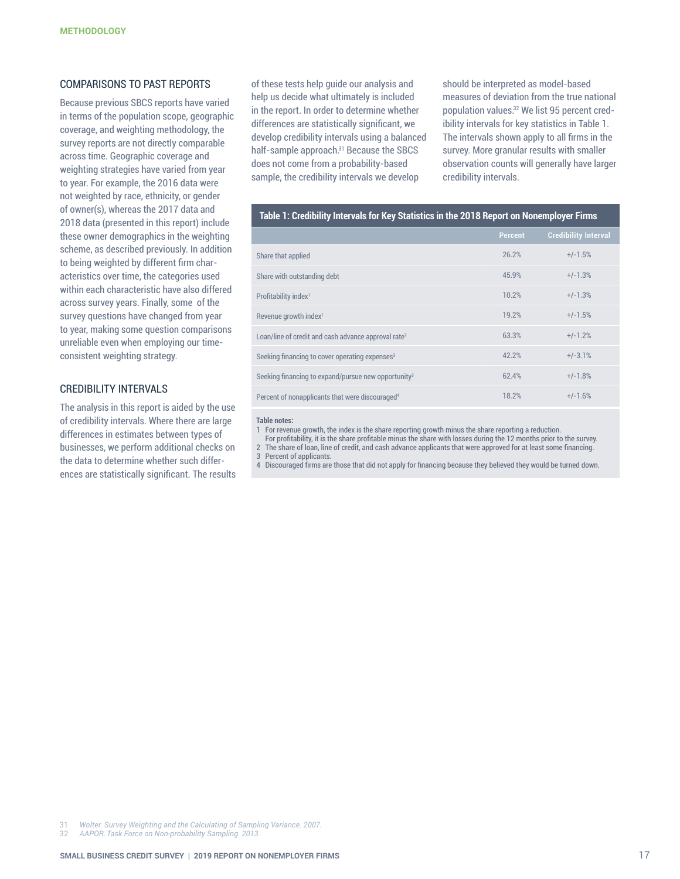## COMPARISONS TO PAST REPORTS

Because previous SBCS reports have varied in terms of the population scope, geographic coverage, and weighting methodology, the survey reports are not directly comparable across time. Geographic coverage and weighting strategies have varied from year to year. For example, the 2016 data were not weighted by race, ethnicity, or gender of owner(s), whereas the 2017 data and 2018 data (presented in this report) include these owner demographics in the weighting scheme, as described previously. In addition to being weighted by different firm characteristics over time, the categories used within each characteristic have also differed across survey years. Finally, some of the survey questions have changed from year to year, making some question comparisons unreliable even when employing our time-consistent weighting strategy.

## CREDIBILITY INTERVALS

The analysis in this report is aided by the use of credibility intervals. Where there are large differences in estimates between types of businesses, we perform additional checks on the data to determine whether such differences are statistically significant. The results of these tests help guide our analysis and help us decide what ultimately is included in the report. In order to determine whether differences are statistically significant, we develop credibility intervals using a balanced half-sample approach.[31] Because the SBCS does not come from a probability-based sample, the credibility intervals we develop should be interpreted as model-based measures of deviation from the true national population values.[32] We list 95 percent credibility intervals for key statistics in Table 1. The intervals shown apply to all firms in the survey. More granular results with smaller observation counts will generally have larger credibility intervals.

**Table 1: Credibility Intervals for Key Statistics in the 2018 Report on Nonemployer Firms**

| | Percent | Credibility Interval |
|---|---|---|
| Share that applied | 26.2% | +/-1.5% |
| Share with outstanding debt | 45.9% | +/-1.3% |
| Profitability index[1] | 10.2% | +/-1.3% |
| Revenue growth index[1] | 19.2% | +/-1.5% |
| Loan/line of credit and cash advance approval rate[2] | 63.3% | +/-1.2% |
| Seeking financing to cover operating expenses[3] | 42.2% | +/-3.1% |
| Seeking financing to expand/pursue new opportunity[3] | 62.4% | +/-1.8% |
| Percent of nonapplicants that were discouraged[4] | 18.2% | +/-1.6% |

**Table notes:**
1 For revenue growth, the index is the share reporting growth minus the share reporting a reduction.
For profitability, it is the share profitable minus the share with losses during the 12 months prior to the survey.
2 The share of loan, line of credit, and cash advance applicants that were approved for at least some financing.
3 Percent of applicants.
4 Discouraged firms are those that did not apply for financing because they believed they would be turned down.

31 *Wolter. Survey Weighting and the Calculating of Sampling Variance. 2007.*
32 *AAPOR. Task Force on Non-probability Sampling. 2013.*